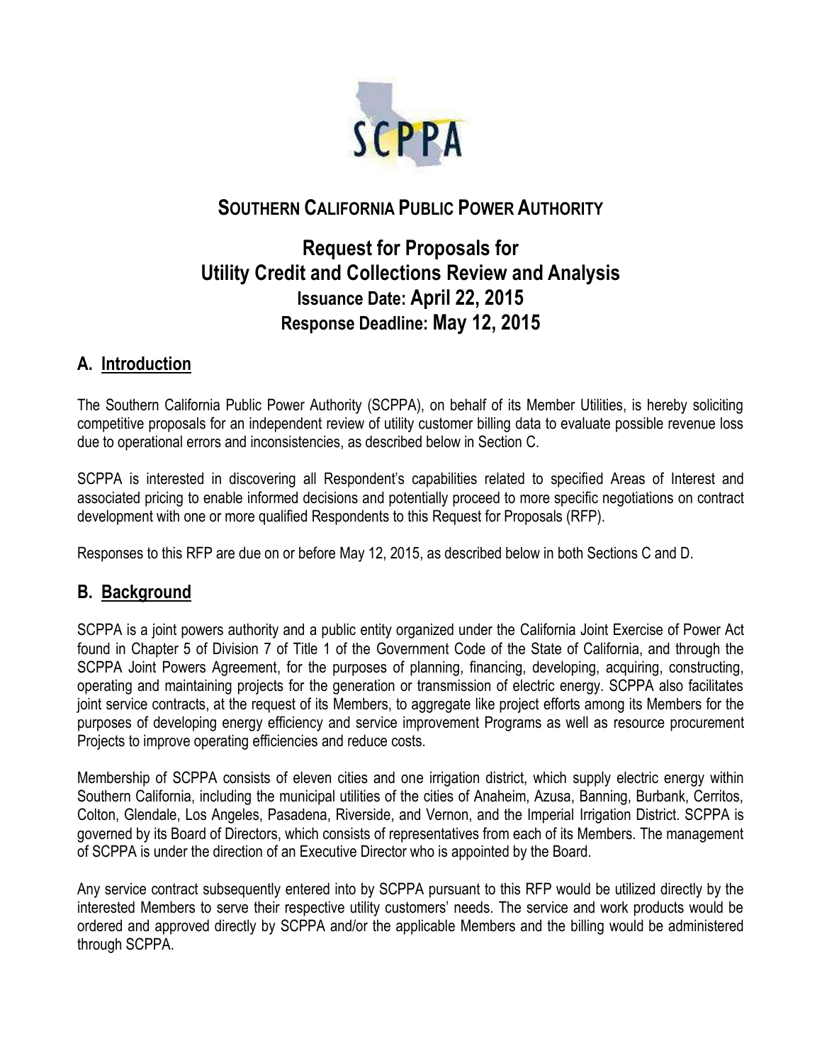# SOUTHERN CALIFORNIA PUBLIC POWER AUTHORITY

## Request for Proposals for Utility Credit and Collections Review and Analysis

**Issuance Date: April 22, 2015**

**Response Deadline: May 12, 2015**

## A. Introduction

The Southern California Public Power Authority (SCPPA), on behalf of its Member Utilities, is hereby soliciting competitive proposals for an independent review of utility customer billing data to evaluate possible revenue loss due to operational errors and inconsistencies, as described below in Section C.

SCPPA is interested in discovering all Respondent's capabilities related to specified Areas of Interest and associated pricing to enable informed decisions and potentially proceed to more specific negotiations on contract development with one or more qualified Respondents to this Request for Proposals (RFP).

Responses to this RFP are due on or before May 12, 2015, as described below in both Sections C and D.

## B. Background

SCPPA is a joint powers authority and a public entity organized under the California Joint Exercise of Power Act found in Chapter 5 of Division 7 of Title 1 of the Government Code of the State of California, and through the SCPPA Joint Powers Agreement, for the purposes of planning, financing, developing, acquiring, constructing, operating and maintaining projects for the generation or transmission of electric energy. SCPPA also facilitates joint service contracts, at the request of its Members, to aggregate like project efforts among its Members for the purposes of developing energy efficiency and service improvement Programs as well as resource procurement Projects to improve operating efficiencies and reduce costs.

Membership of SCPPA consists of eleven cities and one irrigation district, which supply electric energy within Southern California, including the municipal utilities of the cities of Anaheim, Azusa, Banning, Burbank, Cerritos, Colton, Glendale, Los Angeles, Pasadena, Riverside, and Vernon, and the Imperial Irrigation District. SCPPA is governed by its Board of Directors, which consists of representatives from each of its Members. The management of SCPPA is under the direction of an Executive Director who is appointed by the Board.

Any service contract subsequently entered into by SCPPA pursuant to this RFP would be utilized directly by the interested Members to serve their respective utility customers' needs. The service and work products would be ordered and approved directly by SCPPA and/or the applicable Members and the billing would be administered through SCPPA.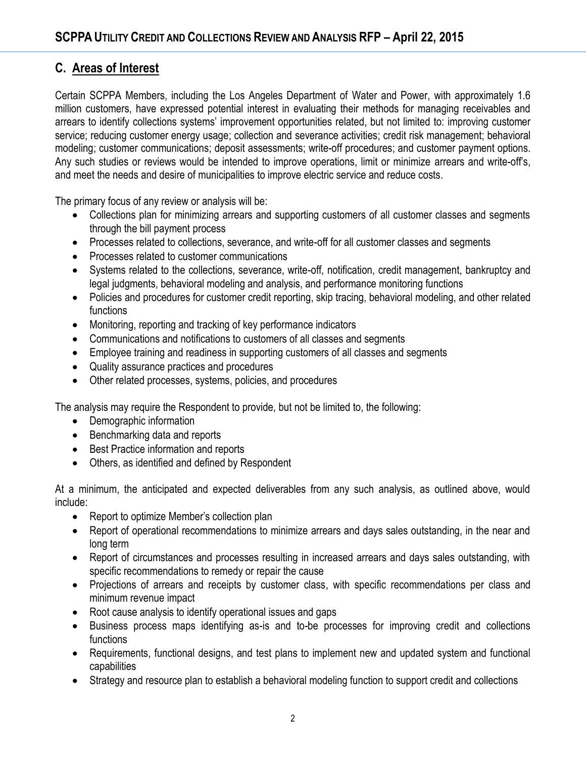## C. Areas of Interest

Certain SCPPA Members, including the Los Angeles Department of Water and Power, with approximately 1.6 million customers, have expressed potential interest in evaluating their methods for managing receivables and arrears to identify collections systems' improvement opportunities related, but not limited to: improving customer service; reducing customer energy usage; collection and severance activities; credit risk management; behavioral modeling; customer communications; deposit assessments; write-off procedures; and customer payment options. Any such studies or reviews would be intended to improve operations, limit or minimize arrears and write-off's, and meet the needs and desire of municipalities to improve electric service and reduce costs.

The primary focus of any review or analysis will be:

- Collections plan for minimizing arrears and supporting customers of all customer classes and segments through the bill payment process
- Processes related to collections, severance, and write-off for all customer classes and segments
- Processes related to customer communications
- Systems related to the collections, severance, write-off, notification, credit management, bankruptcy and legal judgments, behavioral modeling and analysis, and performance monitoring functions
- Policies and procedures for customer credit reporting, skip tracing, behavioral modeling, and other related functions
- Monitoring, reporting and tracking of key performance indicators
- Communications and notifications to customers of all classes and segments
- Employee training and readiness in supporting customers of all classes and segments
- Quality assurance practices and procedures
- Other related processes, systems, policies, and procedures

The analysis may require the Respondent to provide, but not be limited to, the following:

- Demographic information
- Benchmarking data and reports
- Best Practice information and reports
- Others, as identified and defined by Respondent

At a minimum, the anticipated and expected deliverables from any such analysis, as outlined above, would include:

- Report to optimize Member's collection plan
- Report of operational recommendations to minimize arrears and days sales outstanding, in the near and long term
- Report of circumstances and processes resulting in increased arrears and days sales outstanding, with specific recommendations to remedy or repair the cause
- Projections of arrears and receipts by customer class, with specific recommendations per class and minimum revenue impact
- Root cause analysis to identify operational issues and gaps
- Business process maps identifying as-is and to-be processes for improving credit and collections functions
- Requirements, functional designs, and test plans to implement new and updated system and functional capabilities
- Strategy and resource plan to establish a behavioral modeling function to support credit and collections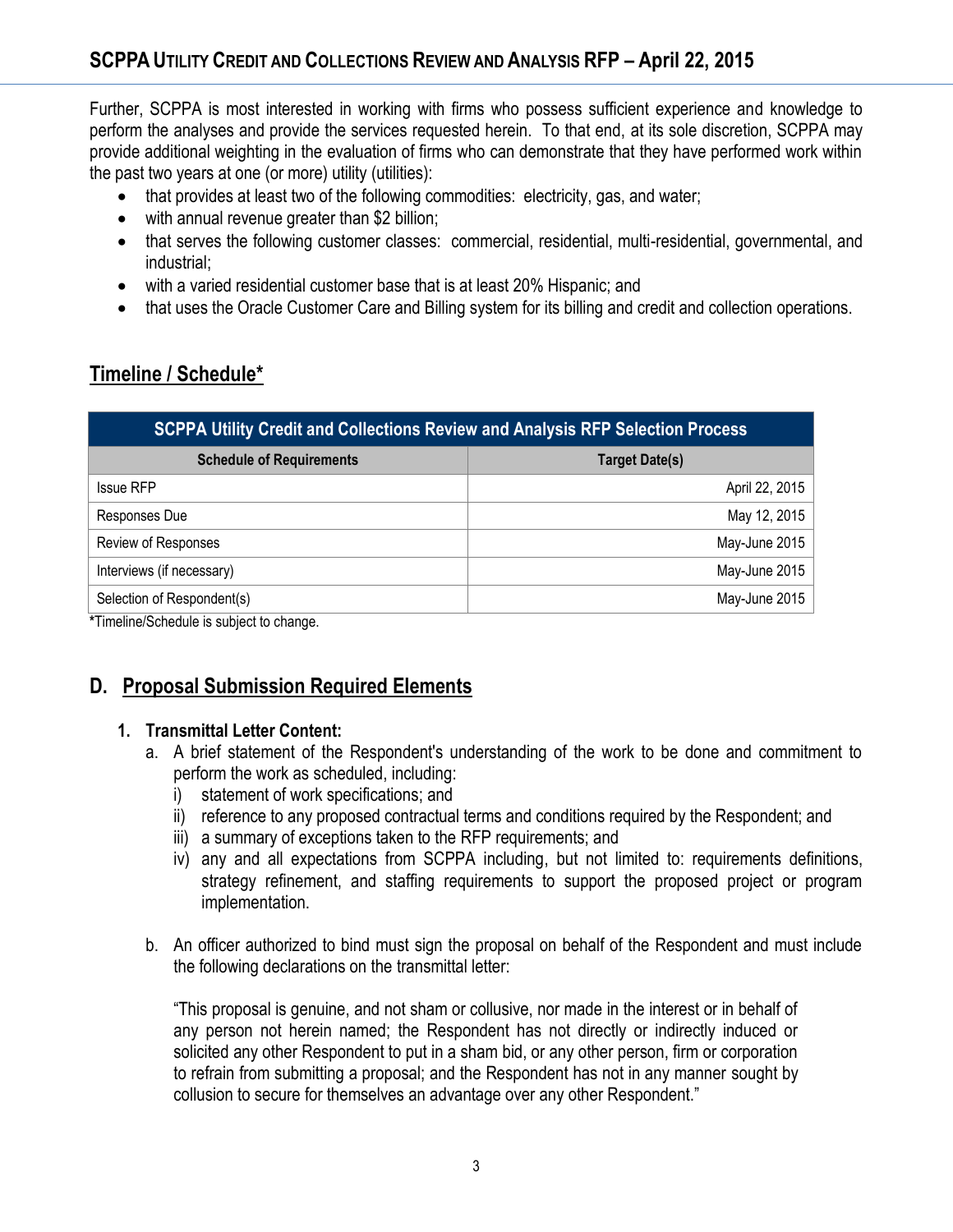Further, SCPPA is most interested in working with firms who possess sufficient experience and knowledge to perform the analyses and provide the services requested herein. To that end, at its sole discretion, SCPPA may provide additional weighting in the evaluation of firms who can demonstrate that they have performed work within the past two years at one (or more) utility (utilities):

- that provides at least two of the following commodities: electricity, gas, and water;
- with annual revenue greater than $2 billion;
- that serves the following customer classes: commercial, residential, multi-residential, governmental, and industrial;
- with a varied residential customer base that is at least 20% Hispanic; and
- that uses the Oracle Customer Care and Billing system for its billing and credit and collection operations.

## Timeline / Schedule*

| SCPPA Utility Credit and Collections Review and Analysis RFP Selection Process | |
|---|---|
| **Schedule of Requirements** | **Target Date(s)** |
| Issue RFP | April 22, 2015 |
| Responses Due | May 12, 2015 |
| Review of Responses | May-June 2015 |
| Interviews (if necessary) | May-June 2015 |
| Selection of Respondent(s) | May-June 2015 |

*Timeline/Schedule is subject to change.

## D. Proposal Submission Required Elements

### 1. Transmittal Letter Content:

a. A brief statement of the Respondent's understanding of the work to be done and commitment to perform the work as scheduled, including:

   i) statement of work specifications; and

   ii) reference to any proposed contractual terms and conditions required by the Respondent; and

   iii) a summary of exceptions taken to the RFP requirements; and

   iv) any and all expectations from SCPPA including, but not limited to: requirements definitions, strategy refinement, and staffing requirements to support the proposed project or program implementation.

b. An officer authorized to bind must sign the proposal on behalf of the Respondent and must include the following declarations on the transmittal letter:

   "This proposal is genuine, and not sham or collusive, nor made in the interest or in behalf of any person not herein named; the Respondent has not directly or indirectly induced or solicited any other Respondent to put in a sham bid, or any other person, firm or corporation to refrain from submitting a proposal; and the Respondent has not in any manner sought by collusion to secure for themselves an advantage over any other Respondent."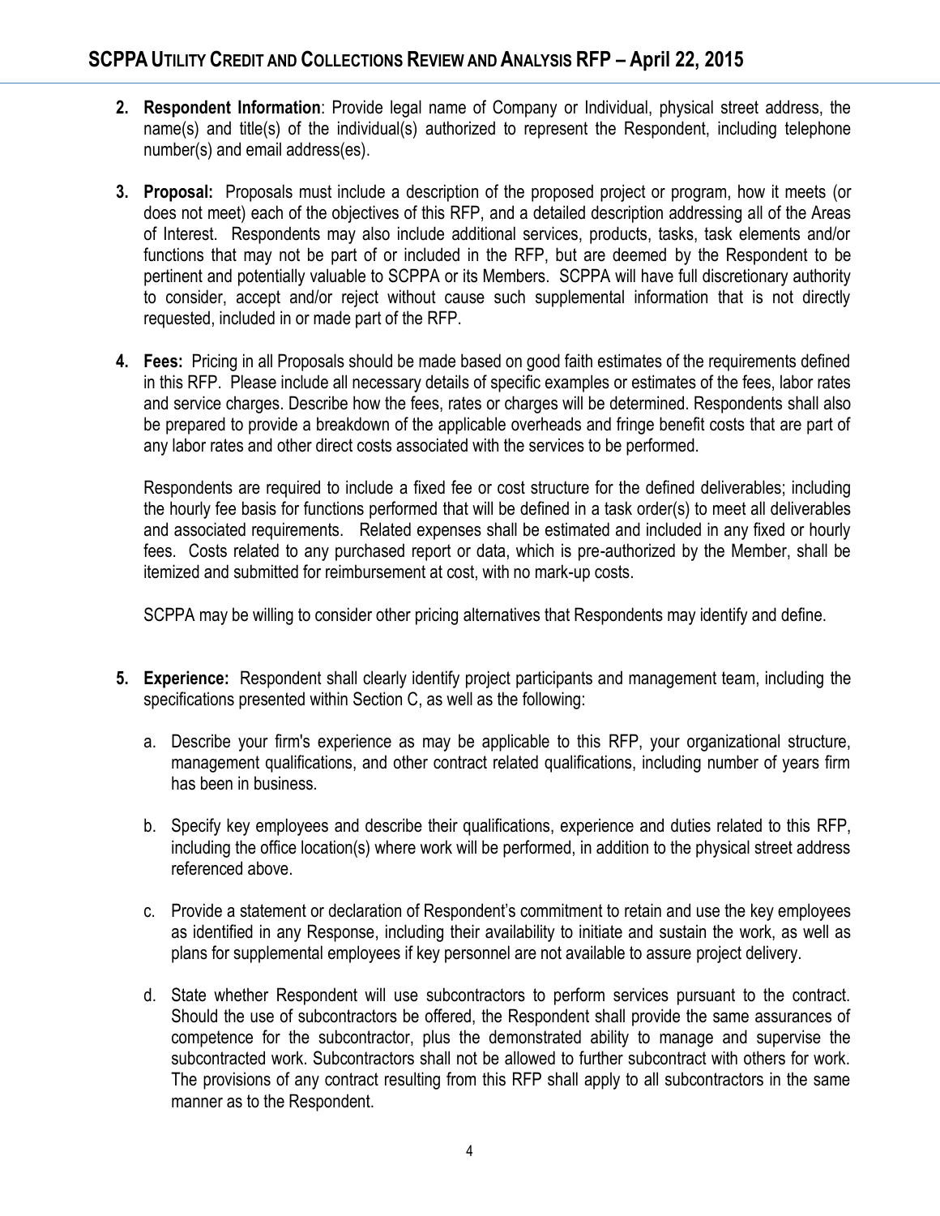2. **Respondent Information**: Provide legal name of Company or Individual, physical street address, the name(s) and title(s) of the individual(s) authorized to represent the Respondent, including telephone number(s) and email address(es).

3. **Proposal:** Proposals must include a description of the proposed project or program, how it meets (or does not meet) each of the objectives of this RFP, and a detailed description addressing all of the Areas of Interest. Respondents may also include additional services, products, tasks, task elements and/or functions that may not be part of or included in the RFP, but are deemed by the Respondent to be pertinent and potentially valuable to SCPPA or its Members. SCPPA will have full discretionary authority to consider, accept and/or reject without cause such supplemental information that is not directly requested, included in or made part of the RFP.

4. **Fees:** Pricing in all Proposals should be made based on good faith estimates of the requirements defined in this RFP. Please include all necessary details of specific examples or estimates of the fees, labor rates and service charges. Describe how the fees, rates or charges will be determined. Respondents shall also be prepared to provide a breakdown of the applicable overheads and fringe benefit costs that are part of any labor rates and other direct costs associated with the services to be performed.

   Respondents are required to include a fixed fee or cost structure for the defined deliverables; including the hourly fee basis for functions performed that will be defined in a task order(s) to meet all deliverables and associated requirements. Related expenses shall be estimated and included in any fixed or hourly fees. Costs related to any purchased report or data, which is pre-authorized by the Member, shall be itemized and submitted for reimbursement at cost, with no mark-up costs.

   SCPPA may be willing to consider other pricing alternatives that Respondents may identify and define.

5. **Experience:** Respondent shall clearly identify project participants and management team, including the specifications presented within Section C, as well as the following:

   a. Describe your firm's experience as may be applicable to this RFP, your organizational structure, management qualifications, and other contract related qualifications, including number of years firm has been in business.

   b. Specify key employees and describe their qualifications, experience and duties related to this RFP, including the office location(s) where work will be performed, in addition to the physical street address referenced above.

   c. Provide a statement or declaration of Respondent's commitment to retain and use the key employees as identified in any Response, including their availability to initiate and sustain the work, as well as plans for supplemental employees if key personnel are not available to assure project delivery.

   d. State whether Respondent will use subcontractors to perform services pursuant to the contract. Should the use of subcontractors be offered, the Respondent shall provide the same assurances of competence for the subcontractor, plus the demonstrated ability to manage and supervise the subcontracted work. Subcontractors shall not be allowed to further subcontract with others for work. The provisions of any contract resulting from this RFP shall apply to all subcontractors in the same manner as to the Respondent.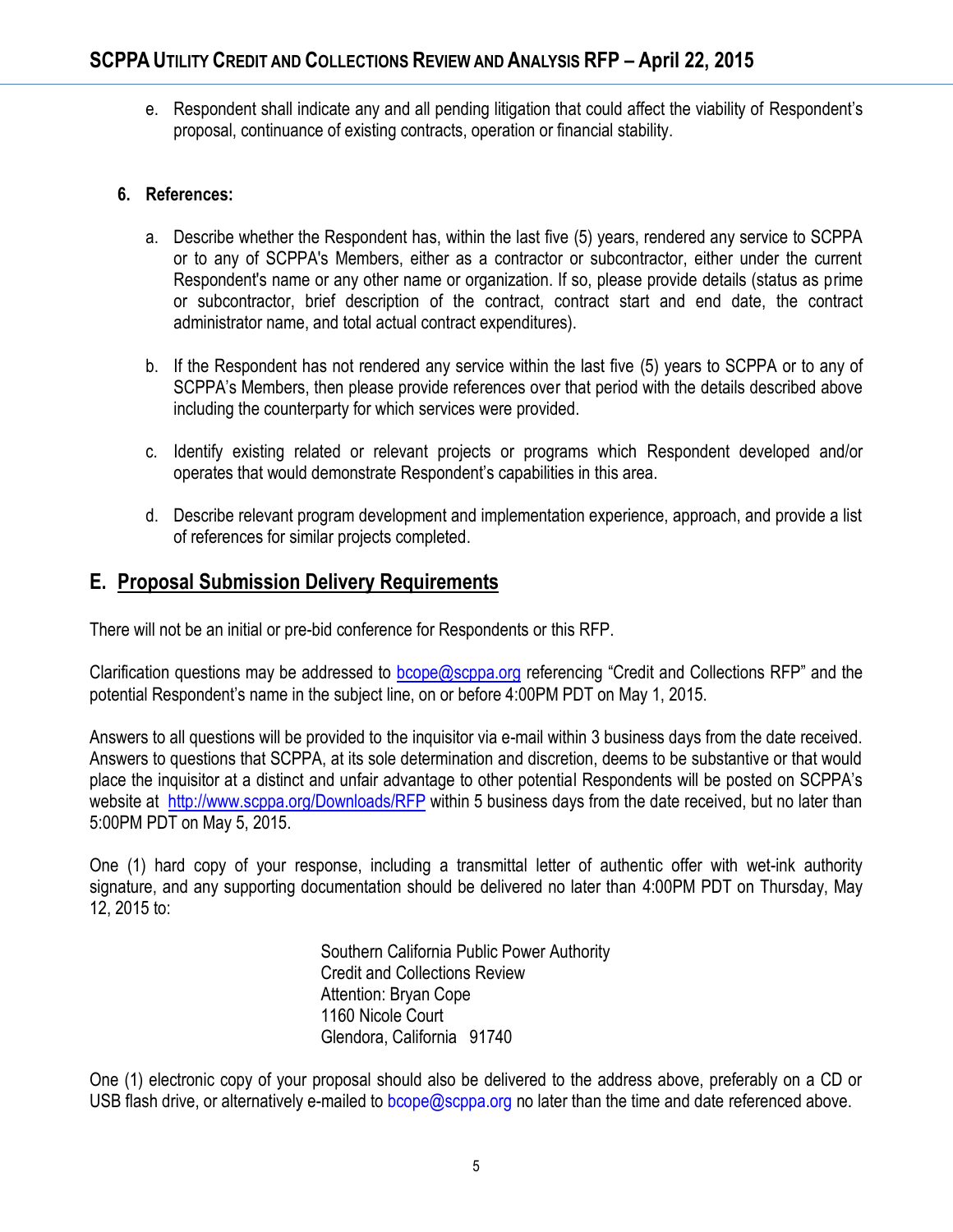e. Respondent shall indicate any and all pending litigation that could affect the viability of Respondent's proposal, continuance of existing contracts, operation or financial stability.

**6. References:**

a. Describe whether the Respondent has, within the last five (5) years, rendered any service to SCPPA or to any of SCPPA's Members, either as a contractor or subcontractor, either under the current Respondent's name or any other name or organization. If so, please provide details (status as prime or subcontractor, brief description of the contract, contract start and end date, the contract administrator name, and total actual contract expenditures).

b. If the Respondent has not rendered any service within the last five (5) years to SCPPA or to any of SCPPA's Members, then please provide references over that period with the details described above including the counterparty for which services were provided.

c. Identify existing related or relevant projects or programs which Respondent developed and/or operates that would demonstrate Respondent's capabilities in this area.

d. Describe relevant program development and implementation experience, approach, and provide a list of references for similar projects completed.

## E. Proposal Submission Delivery Requirements

There will not be an initial or pre-bid conference for Respondents or this RFP.

Clarification questions may be addressed to bcope@scppa.org referencing "Credit and Collections RFP" and the potential Respondent's name in the subject line, on or before 4:00PM PDT on May 1, 2015.

Answers to all questions will be provided to the inquisitor via e-mail within 3 business days from the date received. Answers to questions that SCPPA, at its sole determination and discretion, deems to be substantive or that would place the inquisitor at a distinct and unfair advantage to other potential Respondents will be posted on SCPPA's website at http://www.scppa.org/Downloads/RFP within 5 business days from the date received, but no later than 5:00PM PDT on May 5, 2015.

One (1) hard copy of your response, including a transmittal letter of authentic offer with wet-ink authority signature, and any supporting documentation should be delivered no later than 4:00PM PDT on Thursday, May 12, 2015 to:

Southern California Public Power Authority
Credit and Collections Review
Attention: Bryan Cope
1160 Nicole Court
Glendora, California 91740

One (1) electronic copy of your proposal should also be delivered to the address above, preferably on a CD or USB flash drive, or alternatively e-mailed to bcope@scppa.org no later than the time and date referenced above.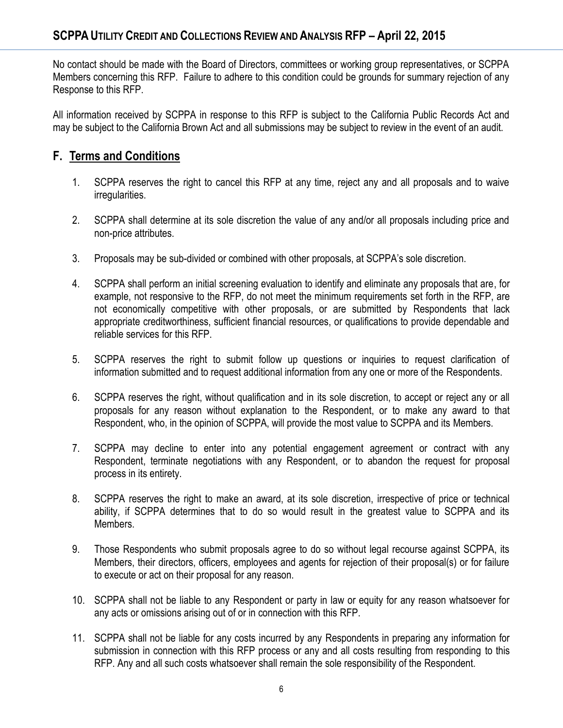No contact should be made with the Board of Directors, committees or working group representatives, or SCPPA Members concerning this RFP. Failure to adhere to this condition could be grounds for summary rejection of any Response to this RFP.

All information received by SCPPA in response to this RFP is subject to the California Public Records Act and may be subject to the California Brown Act and all submissions may be subject to review in the event of an audit.

## F. Terms and Conditions

1. SCPPA reserves the right to cancel this RFP at any time, reject any and all proposals and to waive irregularities.

2. SCPPA shall determine at its sole discretion the value of any and/or all proposals including price and non-price attributes.

3. Proposals may be sub-divided or combined with other proposals, at SCPPA's sole discretion.

4. SCPPA shall perform an initial screening evaluation to identify and eliminate any proposals that are, for example, not responsive to the RFP, do not meet the minimum requirements set forth in the RFP, are not economically competitive with other proposals, or are submitted by Respondents that lack appropriate creditworthiness, sufficient financial resources, or qualifications to provide dependable and reliable services for this RFP.

5. SCPPA reserves the right to submit follow up questions or inquiries to request clarification of information submitted and to request additional information from any one or more of the Respondents.

6. SCPPA reserves the right, without qualification and in its sole discretion, to accept or reject any or all proposals for any reason without explanation to the Respondent, or to make any award to that Respondent, who, in the opinion of SCPPA, will provide the most value to SCPPA and its Members.

7. SCPPA may decline to enter into any potential engagement agreement or contract with any Respondent, terminate negotiations with any Respondent, or to abandon the request for proposal process in its entirety.

8. SCPPA reserves the right to make an award, at its sole discretion, irrespective of price or technical ability, if SCPPA determines that to do so would result in the greatest value to SCPPA and its Members.

9. Those Respondents who submit proposals agree to do so without legal recourse against SCPPA, its Members, their directors, officers, employees and agents for rejection of their proposal(s) or for failure to execute or act on their proposal for any reason.

10. SCPPA shall not be liable to any Respondent or party in law or equity for any reason whatsoever for any acts or omissions arising out of or in connection with this RFP.

11. SCPPA shall not be liable for any costs incurred by any Respondents in preparing any information for submission in connection with this RFP process or any and all costs resulting from responding to this RFP. Any and all such costs whatsoever shall remain the sole responsibility of the Respondent.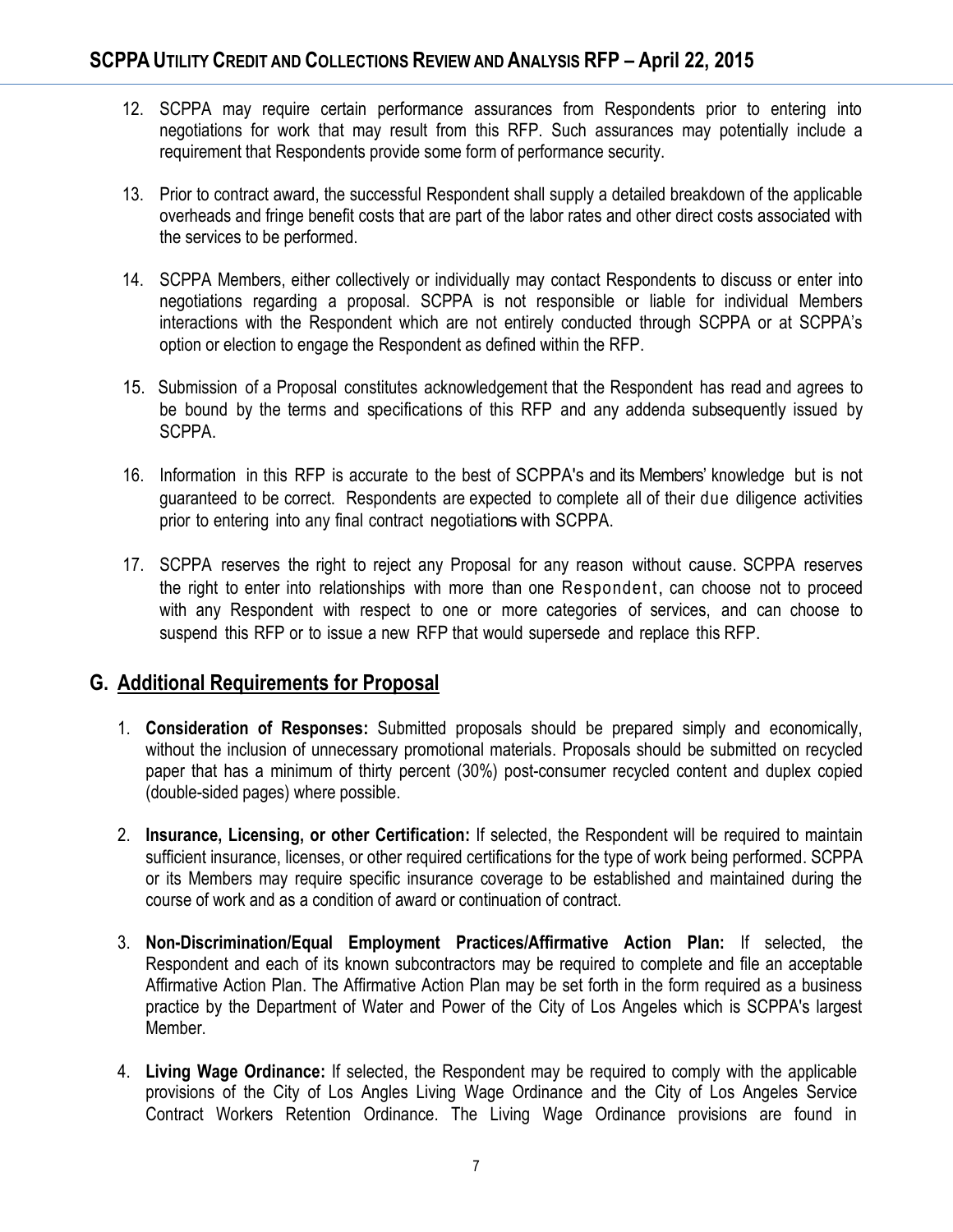12. SCPPA may require certain performance assurances from Respondents prior to entering into negotiations for work that may result from this RFP. Such assurances may potentially include a requirement that Respondents provide some form of performance security.

13. Prior to contract award, the successful Respondent shall supply a detailed breakdown of the applicable overheads and fringe benefit costs that are part of the labor rates and other direct costs associated with the services to be performed.

14. SCPPA Members, either collectively or individually may contact Respondents to discuss or enter into negotiations regarding a proposal. SCPPA is not responsible or liable for individual Members interactions with the Respondent which are not entirely conducted through SCPPA or at SCPPA's option or election to engage the Respondent as defined within the RFP.

15. Submission of a Proposal constitutes acknowledgement that the Respondent has read and agrees to be bound by the terms and specifications of this RFP and any addenda subsequently issued by SCPPA.

16. Information in this RFP is accurate to the best of SCPPA's and its Members' knowledge but is not guaranteed to be correct. Respondents are expected to complete all of their due diligence activities prior to entering into any final contract negotiations with SCPPA.

17. SCPPA reserves the right to reject any Proposal for any reason without cause. SCPPA reserves the right to enter into relationships with more than one Respondent, can choose not to proceed with any Respondent with respect to one or more categories of services, and can choose to suspend this RFP or to issue a new RFP that would supersede and replace this RFP.

## G. Additional Requirements for Proposal

1. **Consideration of Responses:** Submitted proposals should be prepared simply and economically, without the inclusion of unnecessary promotional materials. Proposals should be submitted on recycled paper that has a minimum of thirty percent (30%) post-consumer recycled content and duplex copied (double-sided pages) where possible.

2. **Insurance, Licensing, or other Certification:** If selected, the Respondent will be required to maintain sufficient insurance, licenses, or other required certifications for the type of work being performed. SCPPA or its Members may require specific insurance coverage to be established and maintained during the course of work and as a condition of award or continuation of contract.

3. **Non-Discrimination/Equal Employment Practices/Affirmative Action Plan:** If selected, the Respondent and each of its known subcontractors may be required to complete and file an acceptable Affirmative Action Plan. The Affirmative Action Plan may be set forth in the form required as a business practice by the Department of Water and Power of the City of Los Angeles which is SCPPA's largest Member.

4. **Living Wage Ordinance:** If selected, the Respondent may be required to comply with the applicable provisions of the City of Los Angles Living Wage Ordinance and the City of Los Angeles Service Contract Workers Retention Ordinance. The Living Wage Ordinance provisions are found in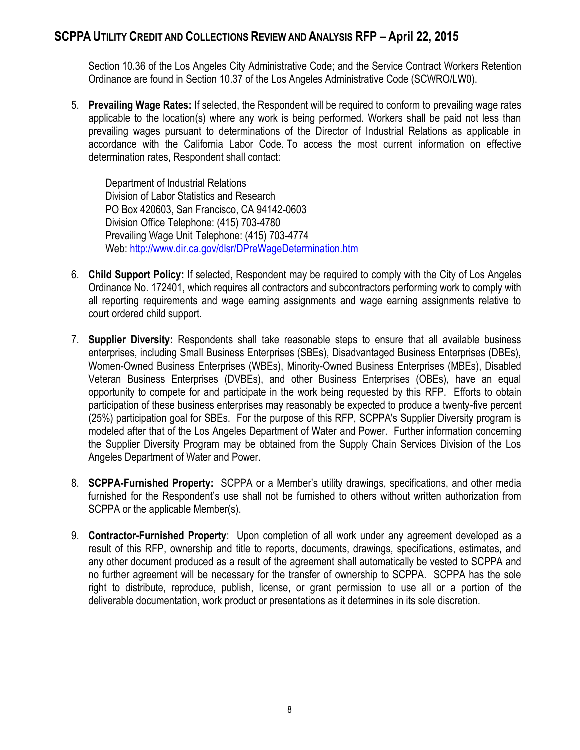Section 10.36 of the Los Angeles City Administrative Code; and the Service Contract Workers Retention Ordinance are found in Section 10.37 of the Los Angeles Administrative Code (SCWRO/LW0).

5. **Prevailing Wage Rates:** If selected, the Respondent will be required to conform to prevailing wage rates applicable to the location(s) where any work is being performed. Workers shall be paid not less than prevailing wages pursuant to determinations of the Director of Industrial Relations as applicable in accordance with the California Labor Code. To access the most current information on effective determination rates, Respondent shall contact:

   Department of Industrial Relations
   Division of Labor Statistics and Research
   PO Box 420603, San Francisco, CA 94142-0603
   Division Office Telephone: (415) 703-4780
   Prevailing Wage Unit Telephone: (415) 703-4774
   Web: http://www.dir.ca.gov/dlsr/DPreWageDetermination.htm

6. **Child Support Policy:** If selected, Respondent may be required to comply with the City of Los Angeles Ordinance No. 172401, which requires all contractors and subcontractors performing work to comply with all reporting requirements and wage earning assignments and wage earning assignments relative to court ordered child support.

7. **Supplier Diversity:** Respondents shall take reasonable steps to ensure that all available business enterprises, including Small Business Enterprises (SBEs), Disadvantaged Business Enterprises (DBEs), Women-Owned Business Enterprises (WBEs), Minority-Owned Business Enterprises (MBEs), Disabled Veteran Business Enterprises (DVBEs), and other Business Enterprises (OBEs), have an equal opportunity to compete for and participate in the work being requested by this RFP. Efforts to obtain participation of these business enterprises may reasonably be expected to produce a twenty-five percent (25%) participation goal for SBEs. For the purpose of this RFP, SCPPA's Supplier Diversity program is modeled after that of the Los Angeles Department of Water and Power. Further information concerning the Supplier Diversity Program may be obtained from the Supply Chain Services Division of the Los Angeles Department of Water and Power.

8. **SCPPA-Furnished Property:** SCPPA or a Member's utility drawings, specifications, and other media furnished for the Respondent's use shall not be furnished to others without written authorization from SCPPA or the applicable Member(s).

9. **Contractor-Furnished Property**: Upon completion of all work under any agreement developed as a result of this RFP, ownership and title to reports, documents, drawings, specifications, estimates, and any other document produced as a result of the agreement shall automatically be vested to SCPPA and no further agreement will be necessary for the transfer of ownership to SCPPA. SCPPA has the sole right to distribute, reproduce, publish, license, or grant permission to use all or a portion of the deliverable documentation, work product or presentations as it determines in its sole discretion.